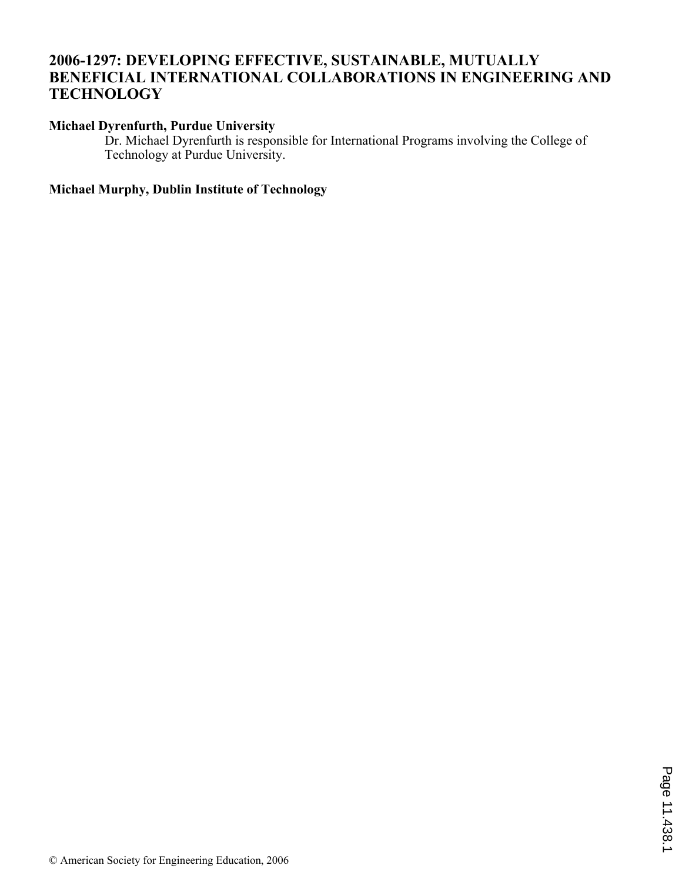# 2006-1297: DEVELOPING EFFECTIVE, SUSTAINABLE, MUTUALLY BENEFICIAL INTERNATIONAL COLLABORATIONS IN ENGINEERING AND TECHNOLOGY

**Michael Dyrenfurth, Purdue University**

Dr. Michael Dyrenfurth is responsible for International Programs involving the College of Technology at Purdue University.

**Michael Murphy, Dublin Institute of Technology**

© American Society for Engineering Education, 2006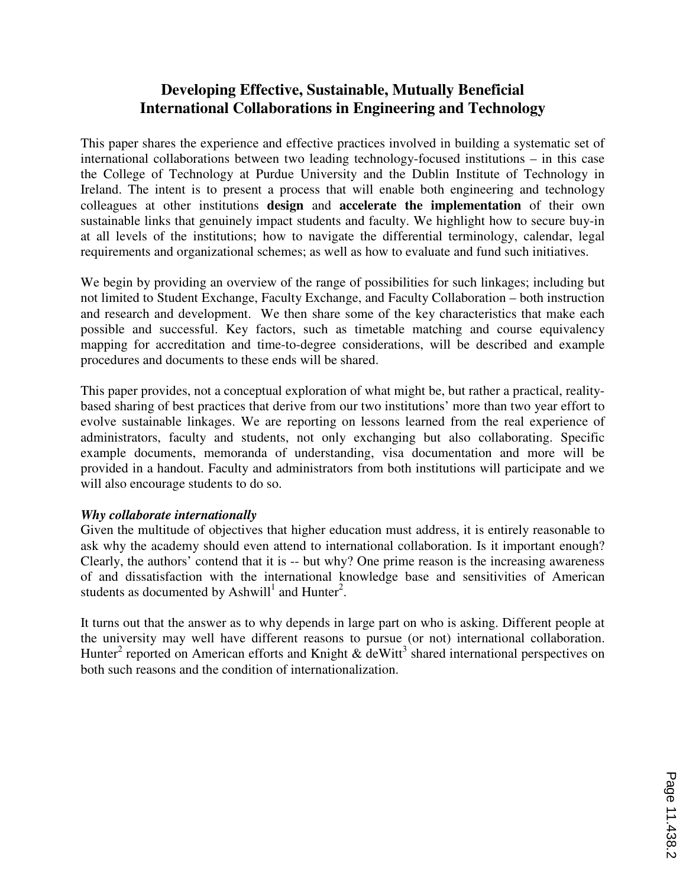# Developing Effective, Sustainable, Mutually Beneficial International Collaborations in Engineering and Technology

This paper shares the experience and effective practices involved in building a systematic set of international collaborations between two leading technology-focused institutions – in this case the College of Technology at Purdue University and the Dublin Institute of Technology in Ireland. The intent is to present a process that will enable both engineering and technology colleagues at other institutions **design** and **accelerate the implementation** of their own sustainable links that genuinely impact students and faculty. We highlight how to secure buy-in at all levels of the institutions; how to navigate the differential terminology, calendar, legal requirements and organizational schemes; as well as how to evaluate and fund such initiatives.

We begin by providing an overview of the range of possibilities for such linkages; including but not limited to Student Exchange, Faculty Exchange, and Faculty Collaboration – both instruction and research and development. We then share some of the key characteristics that make each possible and successful. Key factors, such as timetable matching and course equivalency mapping for accreditation and time-to-degree considerations, will be described and example procedures and documents to these ends will be shared.

This paper provides, not a conceptual exploration of what might be, but rather a practical, reality-based sharing of best practices that derive from our two institutions' more than two year effort to evolve sustainable linkages. We are reporting on lessons learned from the real experience of administrators, faculty and students, not only exchanging but also collaborating. Specific example documents, memoranda of understanding, visa documentation and more will be provided in a handout. Faculty and administrators from both institutions will participate and we will also encourage students to do so.

***Why collaborate internationally***

Given the multitude of objectives that higher education must address, it is entirely reasonable to ask why the academy should even attend to international collaboration. Is it important enough? Clearly, the authors' contend that it is -- but why? One prime reason is the increasing awareness of and dissatisfaction with the international knowledge base and sensitivities of American students as documented by Ashwill[1] and Hunter[2].

It turns out that the answer as to why depends in large part on who is asking. Different people at the university may well have different reasons to pursue (or not) international collaboration. Hunter[2] reported on American efforts and Knight & deWitt[3] shared international perspectives on both such reasons and the condition of internationalization.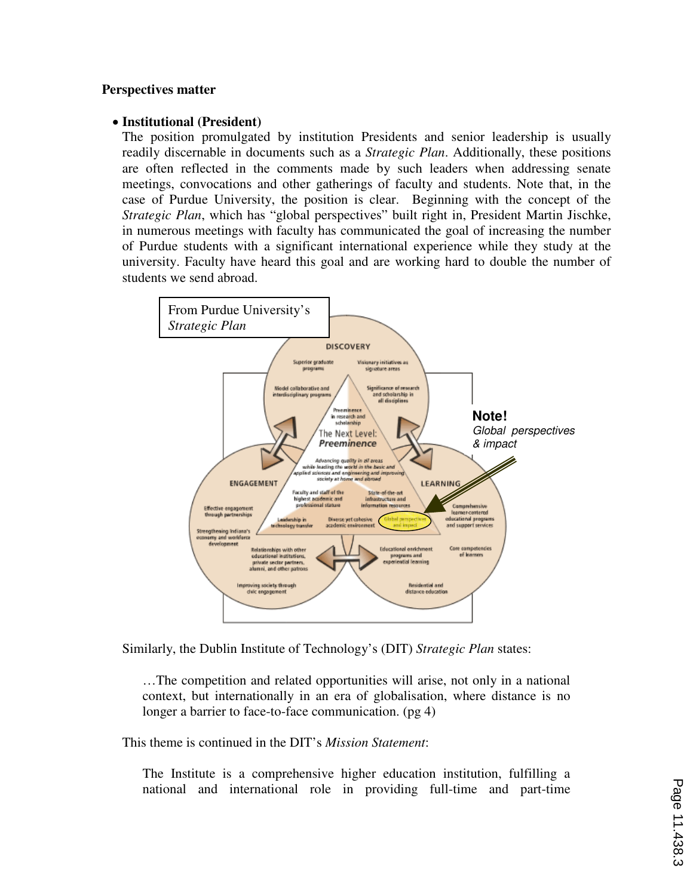**Perspectives matter**

- **Institutional (President)**
  The position promulgated by institution Presidents and senior leadership is usually readily discernable in documents such as a *Strategic Plan*. Additionally, these positions are often reflected in the comments made by such leaders when addressing senate meetings, convocations and other gatherings of faculty and students. Note that, in the case of Purdue University, the position is clear. Beginning with the concept of the *Strategic Plan*, which has "global perspectives" built right in, President Martin Jischke, in numerous meetings with faculty has communicated the goal of increasing the number of Purdue students with a significant international experience while they study at the university. Faculty have heard this goal and are working hard to double the number of students we send abroad.

From Purdue University's *Strategic Plan*

**Note!**
*Global perspectives & impact*

DISCOVERY

Superior graduate programs

Visionary initiatives as signature areas

Model collaborative and interdisciplinary programs

Significance of research and scholarship in all disciplines

Preeminence in research and scholarship

The Next Level: *Preeminence*

*Advancing quality in all areas while leading the world in the basic and applied sciences and engineering and improving society at home and abroad*

Faculty and staff of the highest academic and professional stature

State-of-the-art infrastructure and information resources

Leadership in technology transfer

Diverse yet cohesive academic environment

Global perspectives and impact

ENGAGEMENT

Effective engagement through partnerships

Strengthening Indiana's economy and workforce development

Relationships with other educational institutions, private sector partners, alumni, and other patrons

Improving society through civic engagement

LEARNING

Comprehensive learner-centered educational programs and support services

Educational enrichment programs and experiential learning

Core competencies of learners

Residential and distance education

Similarly, the Dublin Institute of Technology's (DIT) *Strategic Plan* states:

> …The competition and related opportunities will arise, not only in a national context, but internationally in an era of globalisation, where distance is no longer a barrier to face-to-face communication. (pg 4)

This theme is continued in the DIT's *Mission Statement*:

> The Institute is a comprehensive higher education institution, fulfilling a national and international role in providing full-time and part-time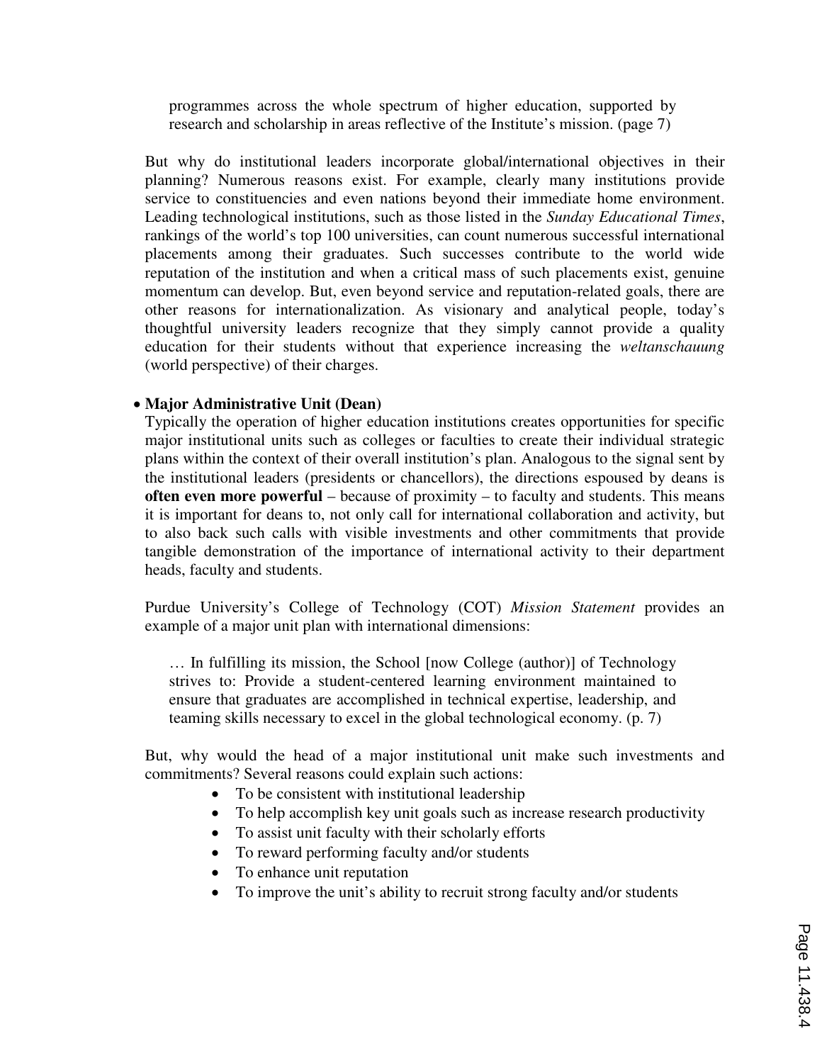> programmes across the whole spectrum of higher education, supported by research and scholarship in areas reflective of the Institute's mission. (page 7)

But why do institutional leaders incorporate global/international objectives in their planning? Numerous reasons exist. For example, clearly many institutions provide service to constituencies and even nations beyond their immediate home environment. Leading technological institutions, such as those listed in the *Sunday Educational Times*, rankings of the world's top 100 universities, can count numerous successful international placements among their graduates. Such successes contribute to the world wide reputation of the institution and when a critical mass of such placements exist, genuine momentum can develop. But, even beyond service and reputation-related goals, there are other reasons for internationalization. As visionary and analytical people, today's thoughtful university leaders recognize that they simply cannot provide a quality education for their students without that experience increasing the *weltanschauung* (world perspective) of their charges.

- **Major Administrative Unit (Dean)**

Typically the operation of higher education institutions creates opportunities for specific major institutional units such as colleges or faculties to create their individual strategic plans within the context of their overall institution's plan. Analogous to the signal sent by the institutional leaders (presidents or chancellors), the directions espoused by deans is **often even more powerful** – because of proximity – to faculty and students. This means it is important for deans to, not only call for international collaboration and activity, but to also back such calls with visible investments and other commitments that provide tangible demonstration of the importance of international activity to their department heads, faculty and students.

Purdue University's College of Technology (COT) *Mission Statement* provides an example of a major unit plan with international dimensions:

> … In fulfilling its mission, the School [now College (author)] of Technology strives to: Provide a student-centered learning environment maintained to ensure that graduates are accomplished in technical expertise, leadership, and teaming skills necessary to excel in the global technological economy. (p. 7)

But, why would the head of a major institutional unit make such investments and commitments? Several reasons could explain such actions:

- To be consistent with institutional leadership
- To help accomplish key unit goals such as increase research productivity
- To assist unit faculty with their scholarly efforts
- To reward performing faculty and/or students
- To enhance unit reputation
- To improve the unit's ability to recruit strong faculty and/or students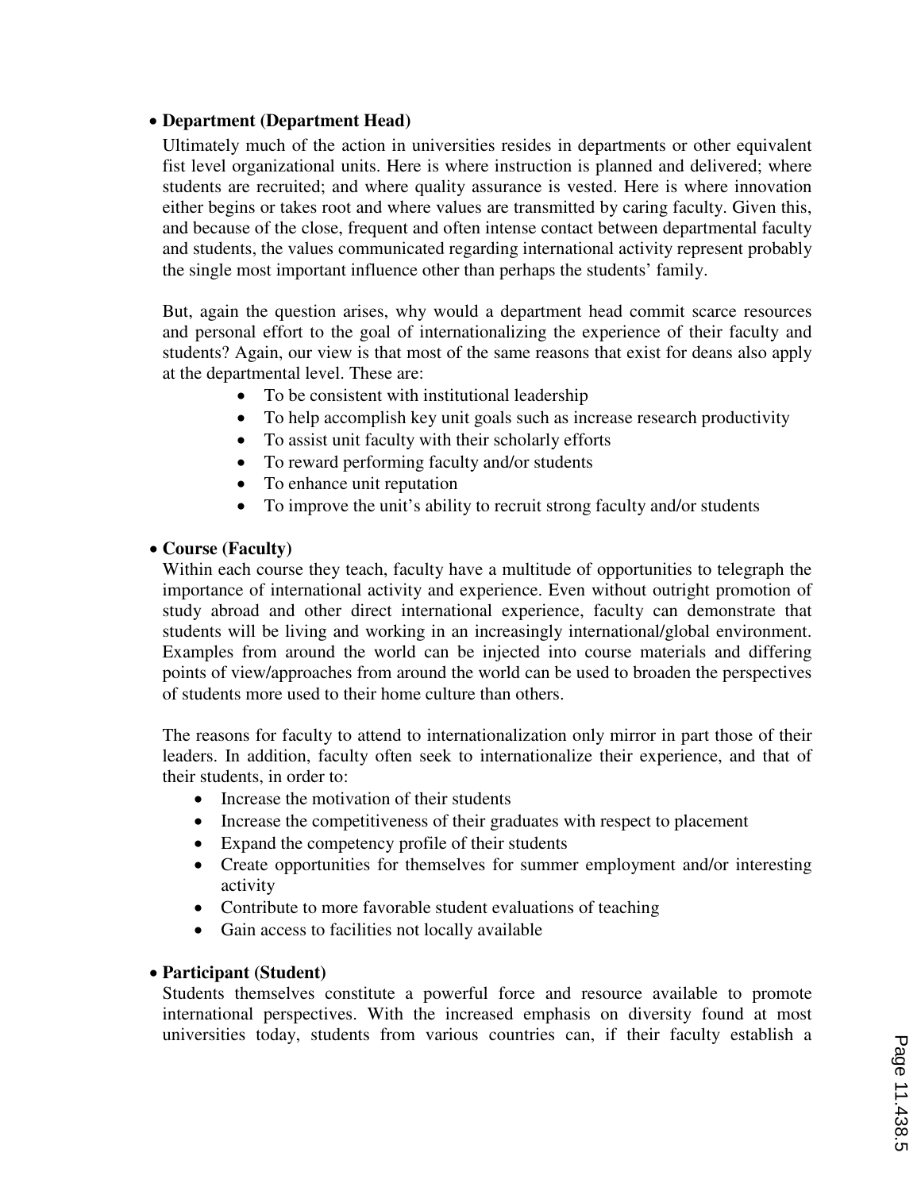- **Department (Department Head)**

  Ultimately much of the action in universities resides in departments or other equivalent fist level organizational units. Here is where instruction is planned and delivered; where students are recruited; and where quality assurance is vested. Here is where innovation either begins or takes root and where values are transmitted by caring faculty. Given this, and because of the close, frequent and often intense contact between departmental faculty and students, the values communicated regarding international activity represent probably the single most important influence other than perhaps the students' family.

  But, again the question arises, why would a department head commit scarce resources and personal effort to the goal of internationalizing the experience of their faculty and students? Again, our view is that most of the same reasons that exist for deans also apply at the departmental level. These are:

  - To be consistent with institutional leadership
  - To help accomplish key unit goals such as increase research productivity
  - To assist unit faculty with their scholarly efforts
  - To reward performing faculty and/or students
  - To enhance unit reputation
  - To improve the unit's ability to recruit strong faculty and/or students

- **Course (Faculty)**

  Within each course they teach, faculty have a multitude of opportunities to telegraph the importance of international activity and experience. Even without outright promotion of study abroad and other direct international experience, faculty can demonstrate that students will be living and working in an increasingly international/global environment. Examples from around the world can be injected into course materials and differing points of view/approaches from around the world can be used to broaden the perspectives of students more used to their home culture than others.

  The reasons for faculty to attend to internationalization only mirror in part those of their leaders. In addition, faculty often seek to internationalize their experience, and that of their students, in order to:

  - Increase the motivation of their students
  - Increase the competitiveness of their graduates with respect to placement
  - Expand the competency profile of their students
  - Create opportunities for themselves for summer employment and/or interesting activity
  - Contribute to more favorable student evaluations of teaching
  - Gain access to facilities not locally available

- **Participant (Student)**

  Students themselves constitute a powerful force and resource available to promote international perspectives. With the increased emphasis on diversity found at most universities today, students from various countries can, if their faculty establish a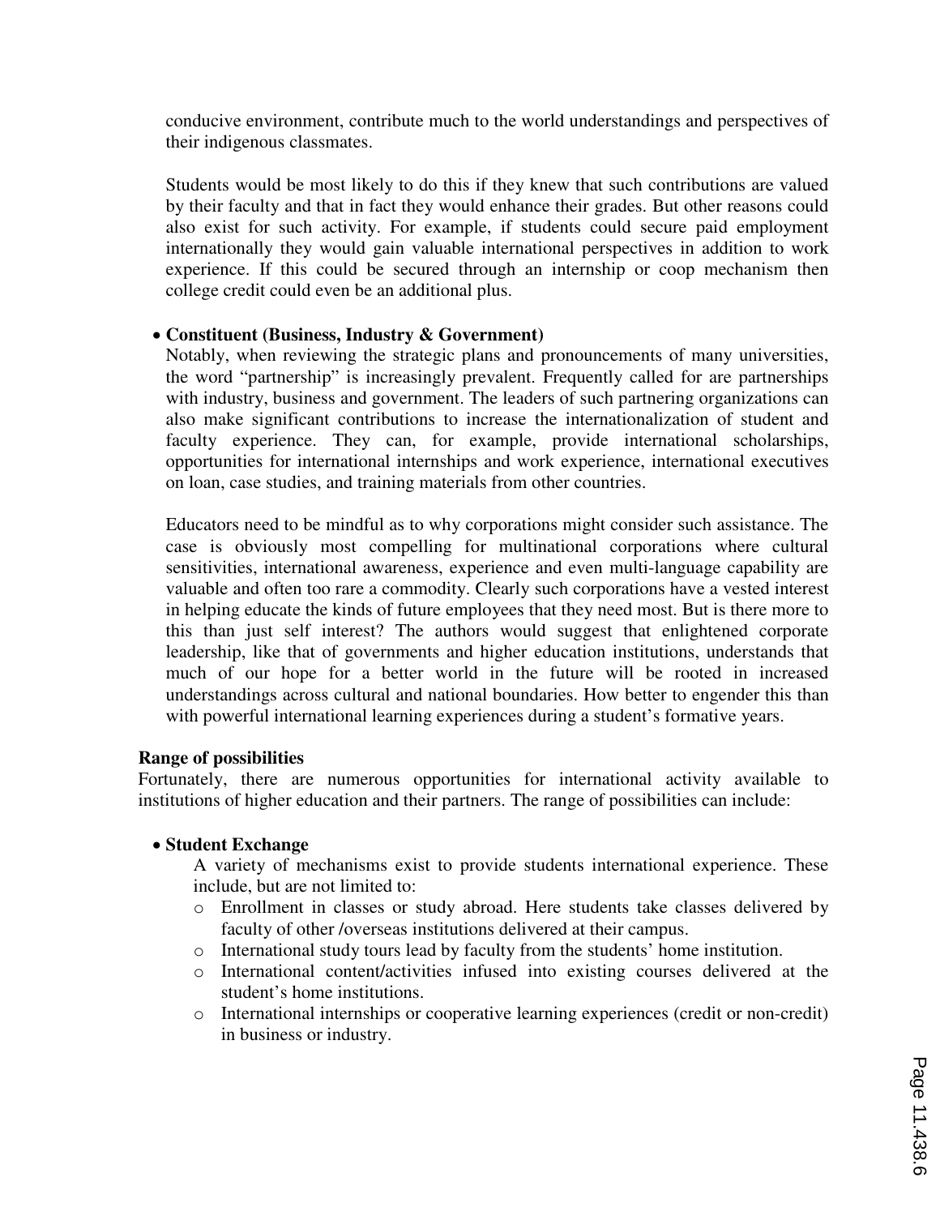conducive environment, contribute much to the world understandings and perspectives of their indigenous classmates.

Students would be most likely to do this if they knew that such contributions are valued by their faculty and that in fact they would enhance their grades. But other reasons could also exist for such activity. For example, if students could secure paid employment internationally they would gain valuable international perspectives in addition to work experience. If this could be secured through an internship or coop mechanism then college credit could even be an additional plus.

- **Constituent (Business, Industry & Government)**
  Notably, when reviewing the strategic plans and pronouncements of many universities, the word "partnership" is increasingly prevalent. Frequently called for are partnerships with industry, business and government. The leaders of such partnering organizations can also make significant contributions to increase the internationalization of student and faculty experience. They can, for example, provide international scholarships, opportunities for international internships and work experience, international executives on loan, case studies, and training materials from other countries.

  Educators need to be mindful as to why corporations might consider such assistance. The case is obviously most compelling for multinational corporations where cultural sensitivities, international awareness, experience and even multi-language capability are valuable and often too rare a commodity. Clearly such corporations have a vested interest in helping educate the kinds of future employees that they need most. But is there more to this than just self interest? The authors would suggest that enlightened corporate leadership, like that of governments and higher education institutions, understands that much of our hope for a better world in the future will be rooted in increased understandings across cultural and national boundaries. How better to engender this than with powerful international learning experiences during a student's formative years.

**Range of possibilities**

Fortunately, there are numerous opportunities for international activity available to institutions of higher education and their partners. The range of possibilities can include:

- **Student Exchange**
  A variety of mechanisms exist to provide students international experience. These include, but are not limited to:
  - Enrollment in classes or study abroad. Here students take classes delivered by faculty of other /overseas institutions delivered at their campus.
  - International study tours lead by faculty from the students' home institution.
  - International content/activities infused into existing courses delivered at the student's home institutions.
  - International internships or cooperative learning experiences (credit or non-credit) in business or industry.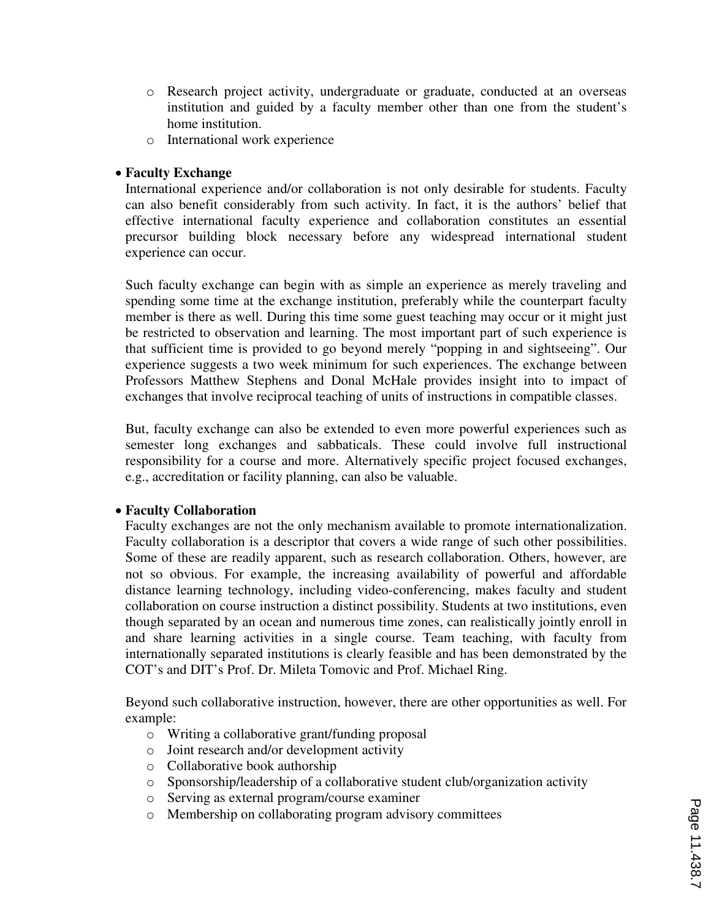- Research project activity, undergraduate or graduate, conducted at an overseas institution and guided by a faculty member other than one from the student's home institution.
- International work experience

- **Faculty Exchange**

  International experience and/or collaboration is not only desirable for students. Faculty can also benefit considerably from such activity. In fact, it is the authors' belief that effective international faculty experience and collaboration constitutes an essential precursor building block necessary before any widespread international student experience can occur.

  Such faculty exchange can begin with as simple an experience as merely traveling and spending some time at the exchange institution, preferably while the counterpart faculty member is there as well. During this time some guest teaching may occur or it might just be restricted to observation and learning. The most important part of such experience is that sufficient time is provided to go beyond merely "popping in and sightseeing". Our experience suggests a two week minimum for such experiences. The exchange between Professors Matthew Stephens and Donal McHale provides insight into to impact of exchanges that involve reciprocal teaching of units of instructions in compatible classes.

  But, faculty exchange can also be extended to even more powerful experiences such as semester long exchanges and sabbaticals. These could involve full instructional responsibility for a course and more. Alternatively specific project focused exchanges, e.g., accreditation or facility planning, can also be valuable.

- **Faculty Collaboration**

  Faculty exchanges are not the only mechanism available to promote internationalization. Faculty collaboration is a descriptor that covers a wide range of such other possibilities. Some of these are readily apparent, such as research collaboration. Others, however, are not so obvious. For example, the increasing availability of powerful and affordable distance learning technology, including video-conferencing, makes faculty and student collaboration on course instruction a distinct possibility. Students at two institutions, even though separated by an ocean and numerous time zones, can realistically jointly enroll in and share learning activities in a single course. Team teaching, with faculty from internationally separated institutions is clearly feasible and has been demonstrated by the COT's and DIT's Prof. Dr. Mileta Tomovic and Prof. Michael Ring.

  Beyond such collaborative instruction, however, there are other opportunities as well. For example:

  - Writing a collaborative grant/funding proposal
  - Joint research and/or development activity
  - Collaborative book authorship
  - Sponsorship/leadership of a collaborative student club/organization activity
  - Serving as external program/course examiner
  - Membership on collaborating program advisory committees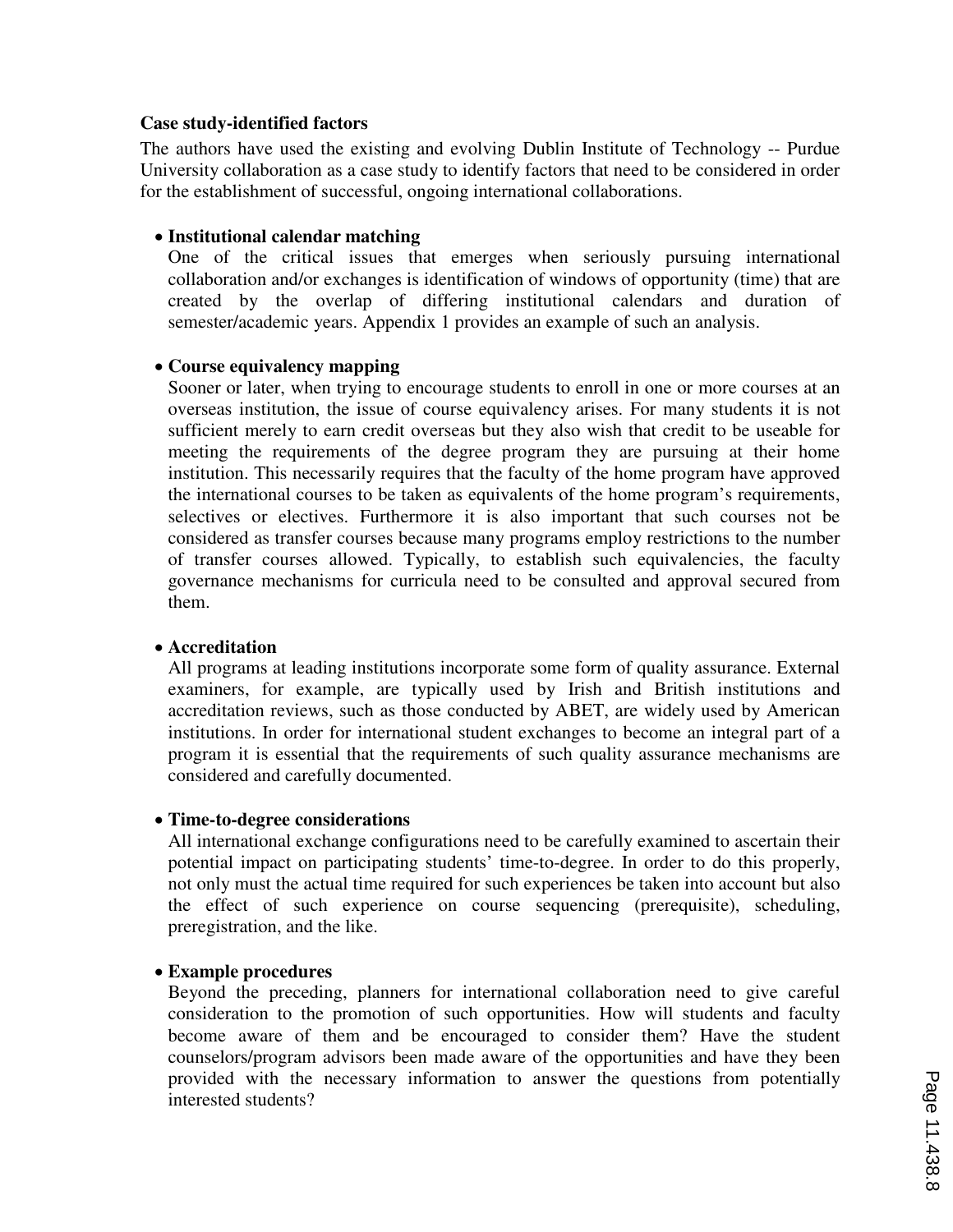**Case study-identified factors**

The authors have used the existing and evolving Dublin Institute of Technology -- Purdue University collaboration as a case study to identify factors that need to be considered in order for the establishment of successful, ongoing international collaborations.

- **Institutional calendar matching**
  One of the critical issues that emerges when seriously pursuing international collaboration and/or exchanges is identification of windows of opportunity (time) that are created by the overlap of differing institutional calendars and duration of semester/academic years. Appendix 1 provides an example of such an analysis.

- **Course equivalency mapping**
  Sooner or later, when trying to encourage students to enroll in one or more courses at an overseas institution, the issue of course equivalency arises. For many students it is not sufficient merely to earn credit overseas but they also wish that credit to be useable for meeting the requirements of the degree program they are pursuing at their home institution. This necessarily requires that the faculty of the home program have approved the international courses to be taken as equivalents of the home program's requirements, selectives or electives. Furthermore it is also important that such courses not be considered as transfer courses because many programs employ restrictions to the number of transfer courses allowed. Typically, to establish such equivalencies, the faculty governance mechanisms for curricula need to be consulted and approval secured from them.

- **Accreditation**
  All programs at leading institutions incorporate some form of quality assurance. External examiners, for example, are typically used by Irish and British institutions and accreditation reviews, such as those conducted by ABET, are widely used by American institutions. In order for international student exchanges to become an integral part of a program it is essential that the requirements of such quality assurance mechanisms are considered and carefully documented.

- **Time-to-degree considerations**
  All international exchange configurations need to be carefully examined to ascertain their potential impact on participating students' time-to-degree. In order to do this properly, not only must the actual time required for such experiences be taken into account but also the effect of such experience on course sequencing (prerequisite), scheduling, preregistration, and the like.

- **Example procedures**
  Beyond the preceding, planners for international collaboration need to give careful consideration to the promotion of such opportunities. How will students and faculty become aware of them and be encouraged to consider them? Have the student counselors/program advisors been made aware of the opportunities and have they been provided with the necessary information to answer the questions from potentially interested students?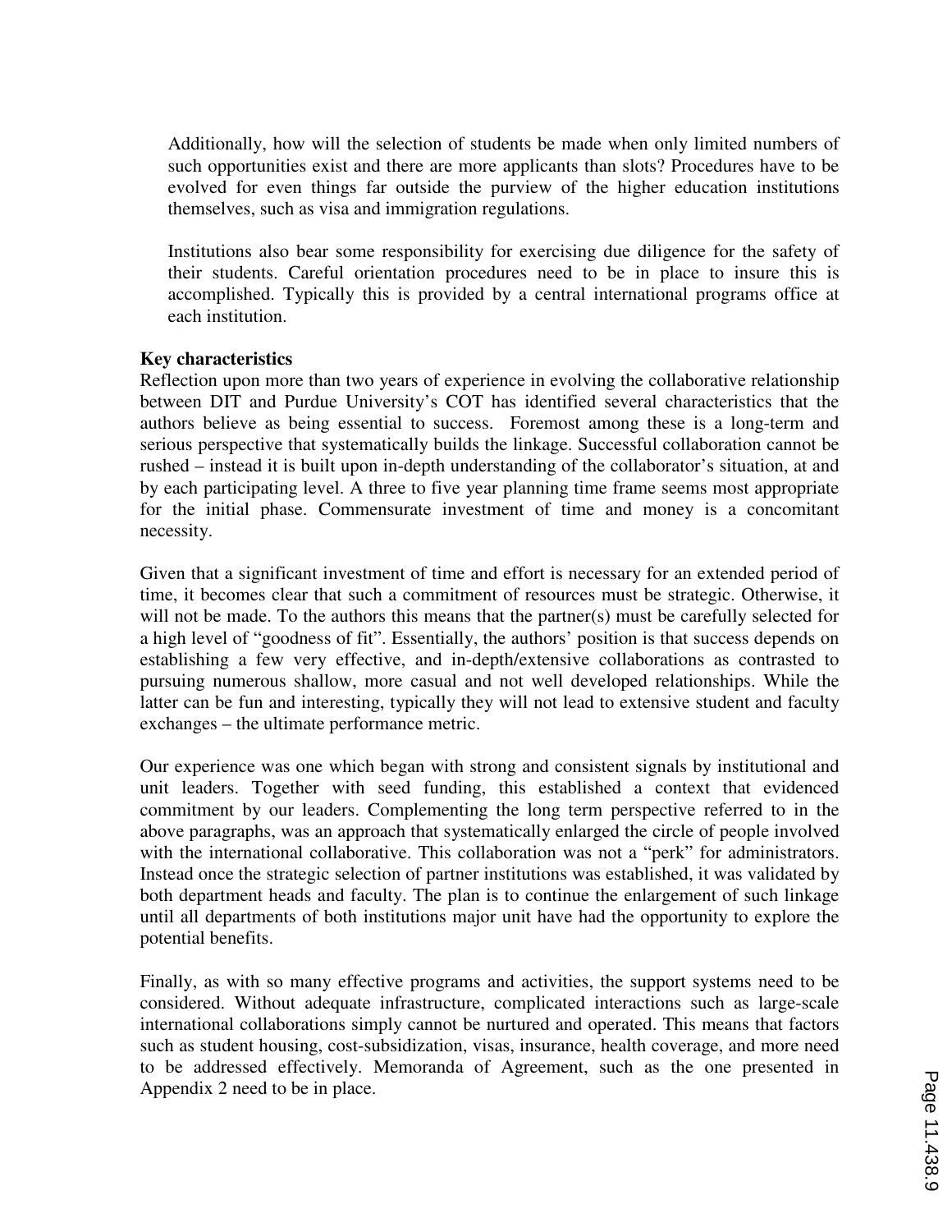Additionally, how will the selection of students be made when only limited numbers of such opportunities exist and there are more applicants than slots? Procedures have to be evolved for even things far outside the purview of the higher education institutions themselves, such as visa and immigration regulations.

Institutions also bear some responsibility for exercising due diligence for the safety of their students. Careful orientation procedures need to be in place to insure this is accomplished. Typically this is provided by a central international programs office at each institution.

**Key characteristics**

Reflection upon more than two years of experience in evolving the collaborative relationship between DIT and Purdue University's COT has identified several characteristics that the authors believe as being essential to success. Foremost among these is a long-term and serious perspective that systematically builds the linkage. Successful collaboration cannot be rushed – instead it is built upon in-depth understanding of the collaborator's situation, at and by each participating level. A three to five year planning time frame seems most appropriate for the initial phase. Commensurate investment of time and money is a concomitant necessity.

Given that a significant investment of time and effort is necessary for an extended period of time, it becomes clear that such a commitment of resources must be strategic. Otherwise, it will not be made. To the authors this means that the partner(s) must be carefully selected for a high level of "goodness of fit". Essentially, the authors' position is that success depends on establishing a few very effective, and in-depth/extensive collaborations as contrasted to pursuing numerous shallow, more casual and not well developed relationships. While the latter can be fun and interesting, typically they will not lead to extensive student and faculty exchanges – the ultimate performance metric.

Our experience was one which began with strong and consistent signals by institutional and unit leaders. Together with seed funding, this established a context that evidenced commitment by our leaders. Complementing the long term perspective referred to in the above paragraphs, was an approach that systematically enlarged the circle of people involved with the international collaborative. This collaboration was not a "perk" for administrators. Instead once the strategic selection of partner institutions was established, it was validated by both department heads and faculty. The plan is to continue the enlargement of such linkage until all departments of both institutions major unit have had the opportunity to explore the potential benefits.

Finally, as with so many effective programs and activities, the support systems need to be considered. Without adequate infrastructure, complicated interactions such as large-scale international collaborations simply cannot be nurtured and operated. This means that factors such as student housing, cost-subsidization, visas, insurance, health coverage, and more need to be addressed effectively. Memoranda of Agreement, such as the one presented in Appendix 2 need to be in place.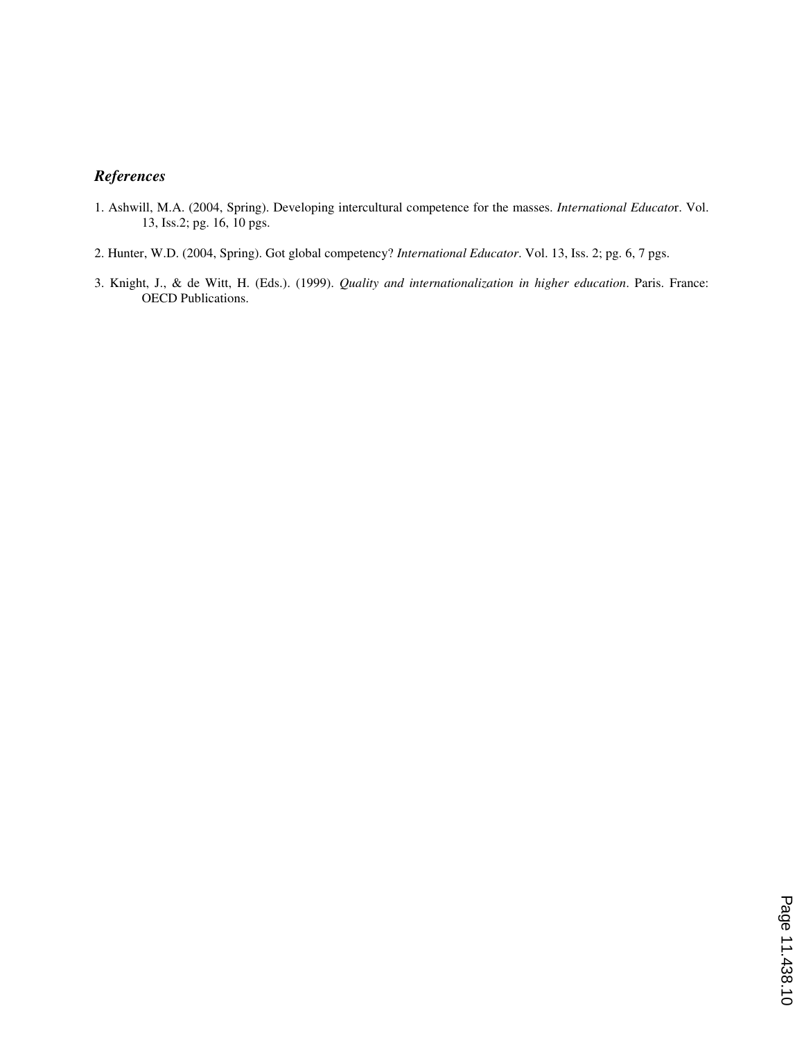### *References*

1. Ashwill, M.A. (2004, Spring). Developing intercultural competence for the masses. *International Educato*r. Vol. 13, Iss.2; pg. 16, 10 pgs.

2. Hunter, W.D. (2004, Spring). Got global competency? *International Educator*. Vol. 13, Iss. 2; pg. 6, 7 pgs.

3. Knight, J., & de Witt, H. (Eds.). (1999). *Quality and internationalization in higher education*. Paris. France: OECD Publications.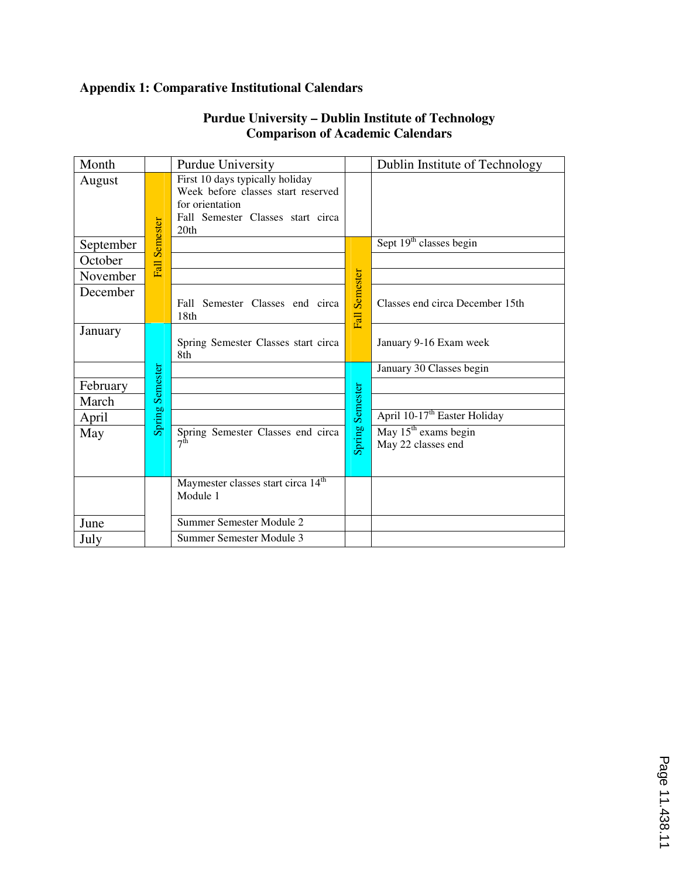**Appendix 1: Comparative Institutional Calendars**

**Purdue University – Dublin Institute of Technology**
**Comparison of Academic Calendars**

| Month | | Purdue University | | Dublin Institute of Technology |
|---|---|---|---|---|
| August | Fall Semester | First 10 days typically holiday<br>Week before classes start reserved for orientation<br>Fall Semester Classes start circa 20th | | |
| September | Fall Semester | | Fall Semester | Sept 19th classes begin |
| October | Fall Semester | | Fall Semester | |
| November | Fall Semester | | Fall Semester | |
| December | Fall Semester | Fall Semester Classes end circa 18th | Fall Semester | Classes end circa December 15th |
| January | Spring Semester | Spring Semester Classes start circa 8th | Fall Semester | January 9-16 Exam week |
| | Spring Semester | | Spring Semester | January 30 Classes begin |
| February | Spring Semester | | Spring Semester | |
| March | Spring Semester | | Spring Semester | |
| April | Spring Semester | | Spring Semester | April 10-17th Easter Holiday |
| May | Spring Semester | Spring Semester Classes end circa 7th | Spring Semester | May 15th exams begin<br>May 22 classes end |
| | | Maymester classes start circa 14th<br>Module 1 | | |
| June | | Summer Semester Module 2 | | |
| July | | Summer Semester Module 3 | | |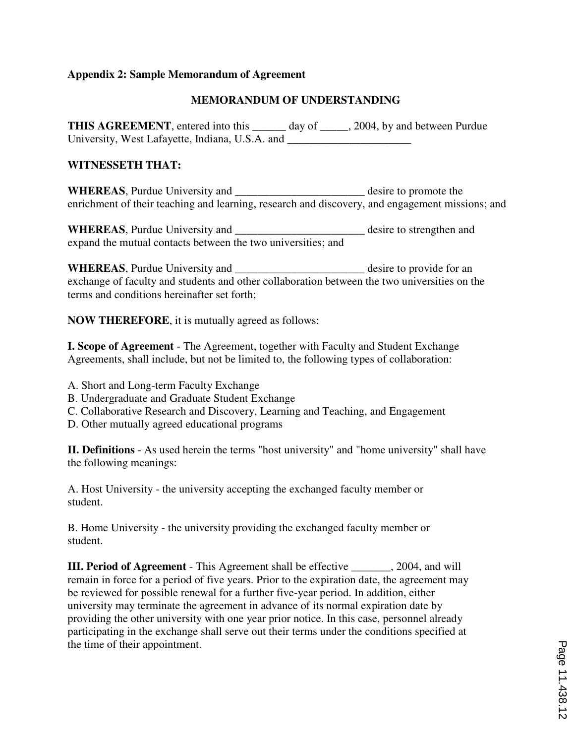**Appendix 2: Sample Memorandum of Agreement**

**MEMORANDUM OF UNDERSTANDING**

**THIS AGREEMENT**, entered into this ______ day of _____, 2004, by and between Purdue University, West Lafayette, Indiana, U.S.A. and ______________________

**WITNESSETH THAT:**

**WHEREAS**, Purdue University and _______________________ desire to promote the enrichment of their teaching and learning, research and discovery, and engagement missions; and

**WHEREAS**, Purdue University and _______________________ desire to strengthen and expand the mutual contacts between the two universities; and

**WHEREAS**, Purdue University and _______________________ desire to provide for an exchange of faculty and students and other collaboration between the two universities on the terms and conditions hereinafter set forth;

**NOW THEREFORE**, it is mutually agreed as follows:

**I. Scope of Agreement** - The Agreement, together with Faculty and Student Exchange Agreements, shall include, but not be limited to, the following types of collaboration:

A. Short and Long-term Faculty Exchange
B. Undergraduate and Graduate Student Exchange
C. Collaborative Research and Discovery, Learning and Teaching, and Engagement
D. Other mutually agreed educational programs

**II. Definitions** - As used herein the terms "host university" and "home university" shall have the following meanings:

A. Host University - the university accepting the exchanged faculty member or student.

B. Home University - the university providing the exchanged faculty member or student.

**III. Period of Agreement** - This Agreement shall be effective _______, 2004, and will remain in force for a period of five years. Prior to the expiration date, the agreement may be reviewed for possible renewal for a further five-year period. In addition, either university may terminate the agreement in advance of its normal expiration date by providing the other university with one year prior notice. In this case, personnel already participating in the exchange shall serve out their terms under the conditions specified at the time of their appointment.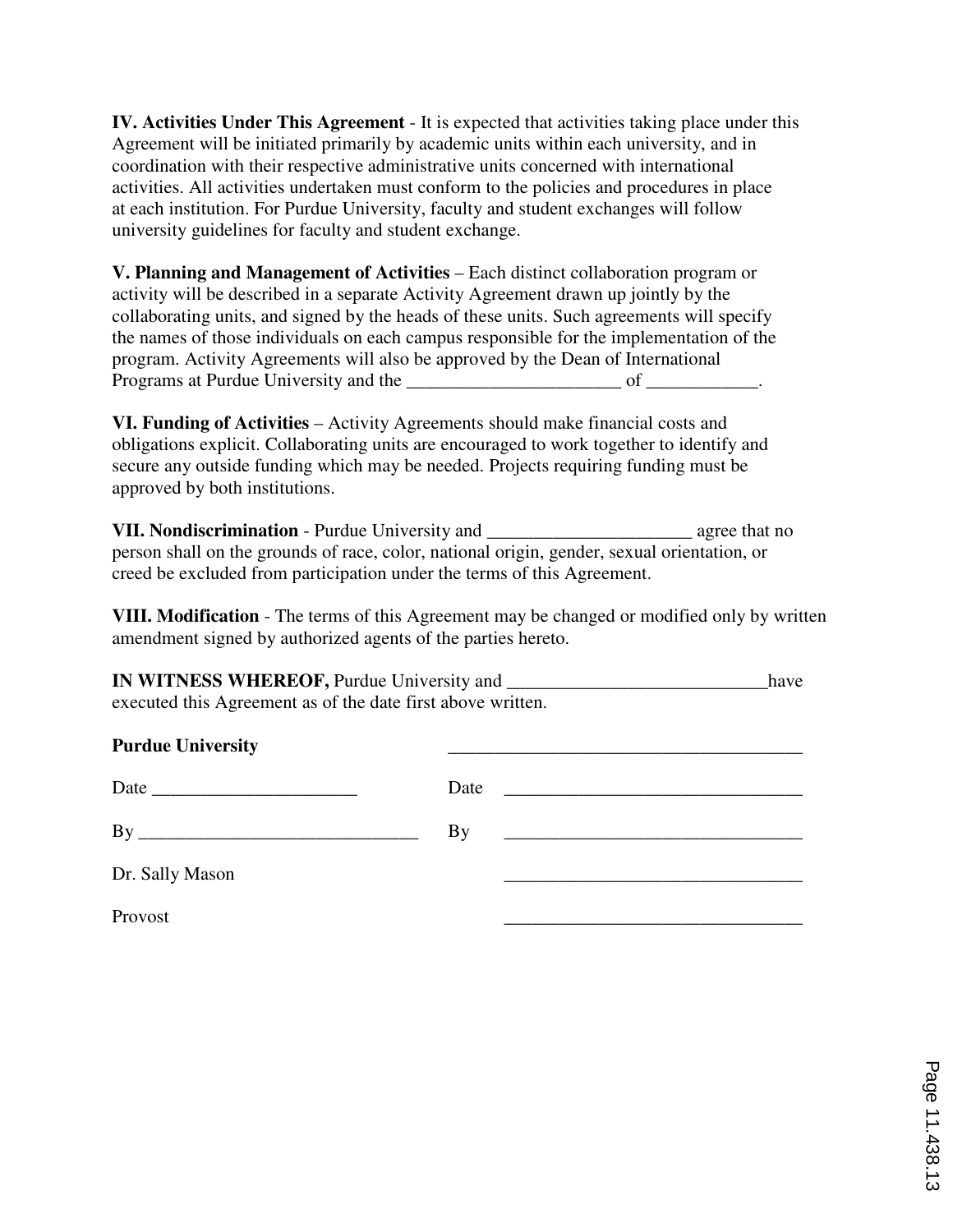**IV. Activities Under This Agreement** - It is expected that activities taking place under this Agreement will be initiated primarily by academic units within each university, and in coordination with their respective administrative units concerned with international activities. All activities undertaken must conform to the policies and procedures in place at each institution. For Purdue University, faculty and student exchanges will follow university guidelines for faculty and student exchange.

**V. Planning and Management of Activities** – Each distinct collaboration program or activity will be described in a separate Activity Agreement drawn up jointly by the collaborating units, and signed by the heads of these units. Such agreements will specify the names of those individuals on each campus responsible for the implementation of the program. Activity Agreements will also be approved by the Dean of International Programs at Purdue University and the _______________________ of ____________.

**VI. Funding of Activities** – Activity Agreements should make financial costs and obligations explicit. Collaborating units are encouraged to work together to identify and secure any outside funding which may be needed. Projects requiring funding must be approved by both institutions.

**VII. Nondiscrimination** - Purdue University and ______________________ agree that no person shall on the grounds of race, color, national origin, gender, sexual orientation, or creed be excluded from participation under the terms of this Agreement.

**VIII. Modification** - The terms of this Agreement may be changed or modified only by written amendment signed by authorized agents of the parties hereto.

**IN WITNESS WHEREOF,** Purdue University and ____________________________have executed this Agreement as of the date first above written.

**Purdue University** ______________________________________

Date ______________________ Date ________________________________

By ______________________________ By ________________________________

Dr. Sally Mason ________________________________

Provost ________________________________